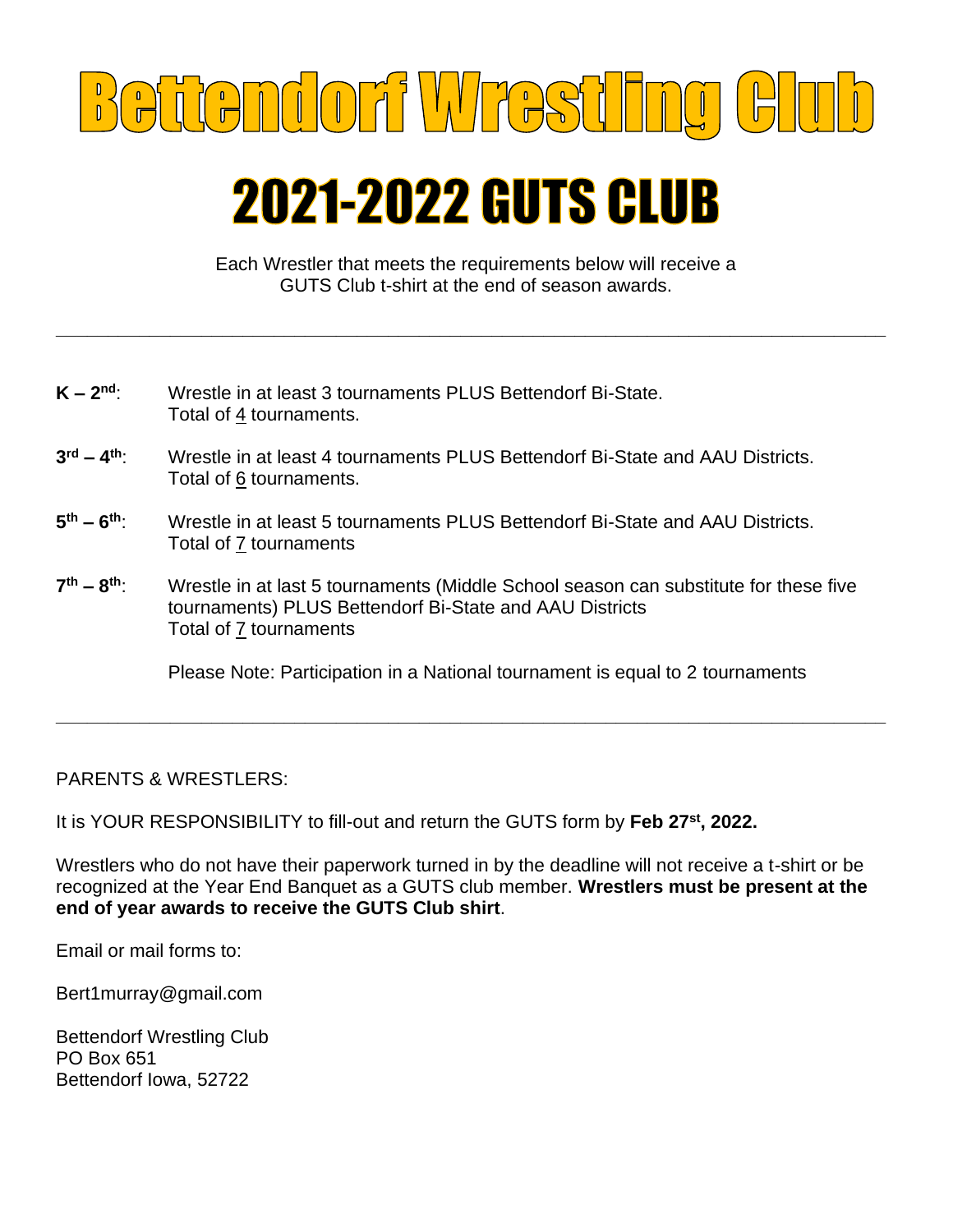# Bettendorf Wrestling Club

# 2021-2022 GUTS CLUB

Each Wrestler that meets the requirements below will receive a GUTS Club t-shirt at the end of season awards.

---

**K – 2nd**: Wrestle in at least 3 tournaments PLUS Bettendorf Bi-State. Total of 4 tournaments.

**3rd – 4th**: Wrestle in at least 4 tournaments PLUS Bettendorf Bi-State and AAU Districts. Total of 6 tournaments.

**5th – 6th**: Wrestle in at least 5 tournaments PLUS Bettendorf Bi-State and AAU Districts. Total of 7 tournaments

**7th – 8th**: Wrestle in at last 5 tournaments (Middle School season can substitute for these five tournaments) PLUS Bettendorf Bi-State and AAU Districts Total of 7 tournaments

Please Note: Participation in a National tournament is equal to 2 tournaments

---

PARENTS & WRESTLERS:

It is YOUR RESPONSIBILITY to fill-out and return the GUTS form by **Feb 27st, 2022.**

Wrestlers who do not have their paperwork turned in by the deadline will not receive a t-shirt or be recognized at the Year End Banquet as a GUTS club member. **Wrestlers must be present at the end of year awards to receive the GUTS Club shirt**.

Email or mail forms to:

Bert1murray@gmail.com

Bettendorf Wrestling Club
PO Box 651
Bettendorf Iowa, 52722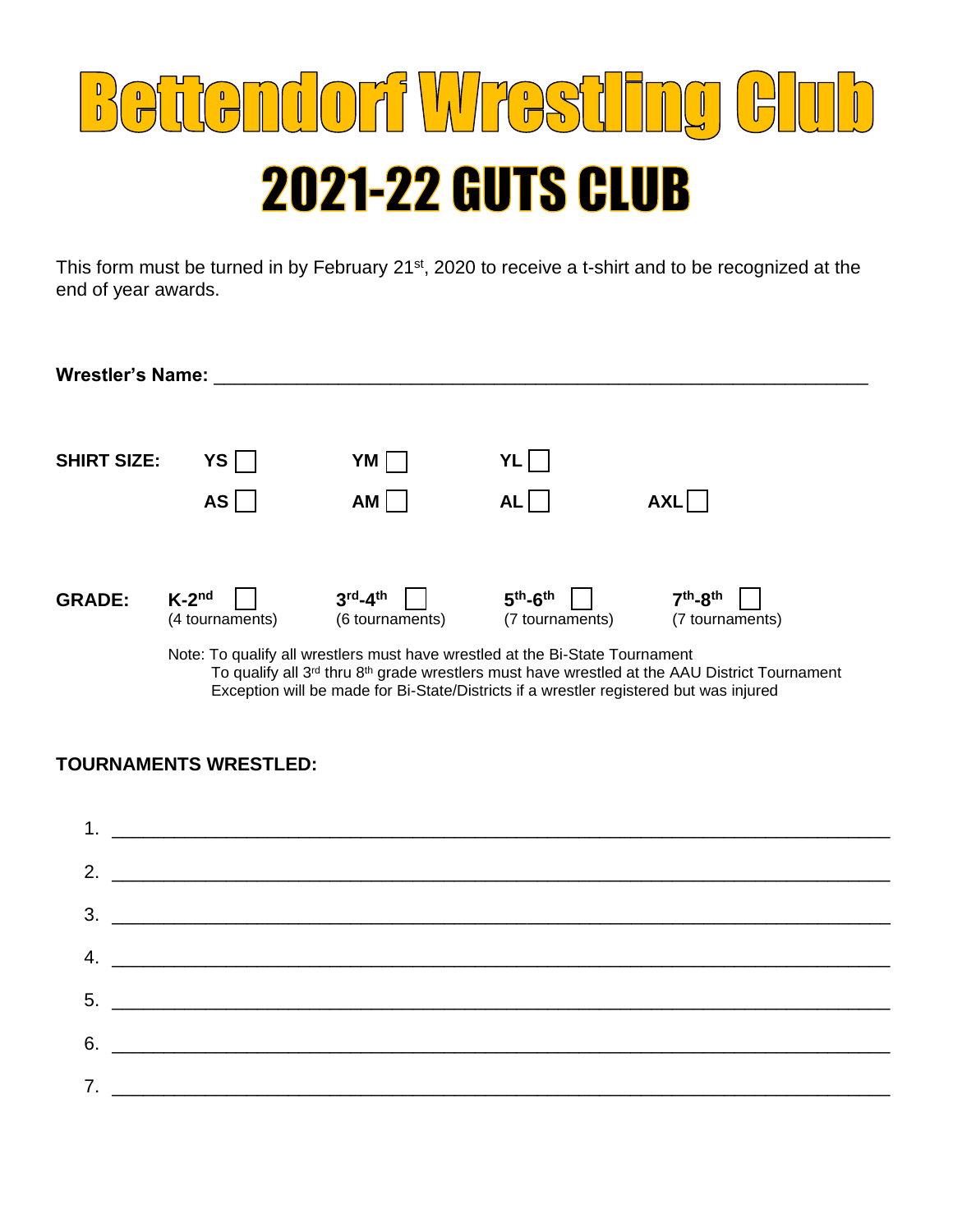# Bettendorf Wrestling Club

## 2021-22 GUTS CLUB

This form must be turned in by February 21st, 2020 to receive a t-shirt and to be recognized at the end of year awards.

**Wrestler's Name:** ______________________________________________________________

**SHIRT SIZE:** **YS** ☐ **YM** ☐ **YL** ☐

**AS** ☐ **AM** ☐ **AL** ☐ **AXL** ☐

**GRADE:**

- **K-2nd** ☐ (4 tournaments)
- **3rd-4th** ☐ (6 tournaments)
- **5th-6th** ☐ (7 tournaments)
- **7th-8th** ☐ (7 tournaments)

Note: To qualify all wrestlers must have wrestled at the Bi-State Tournament
To qualify all 3rd thru 8th grade wrestlers must have wrestled at the AAU District Tournament
Exception will be made for Bi-State/Districts if a wrestler registered but was injured

**TOURNAMENTS WRESTLED:**

1. ____________________________________________________________________________
2. ____________________________________________________________________________
3. ____________________________________________________________________________
4. ____________________________________________________________________________
5. ____________________________________________________________________________
6. ____________________________________________________________________________
7. ____________________________________________________________________________